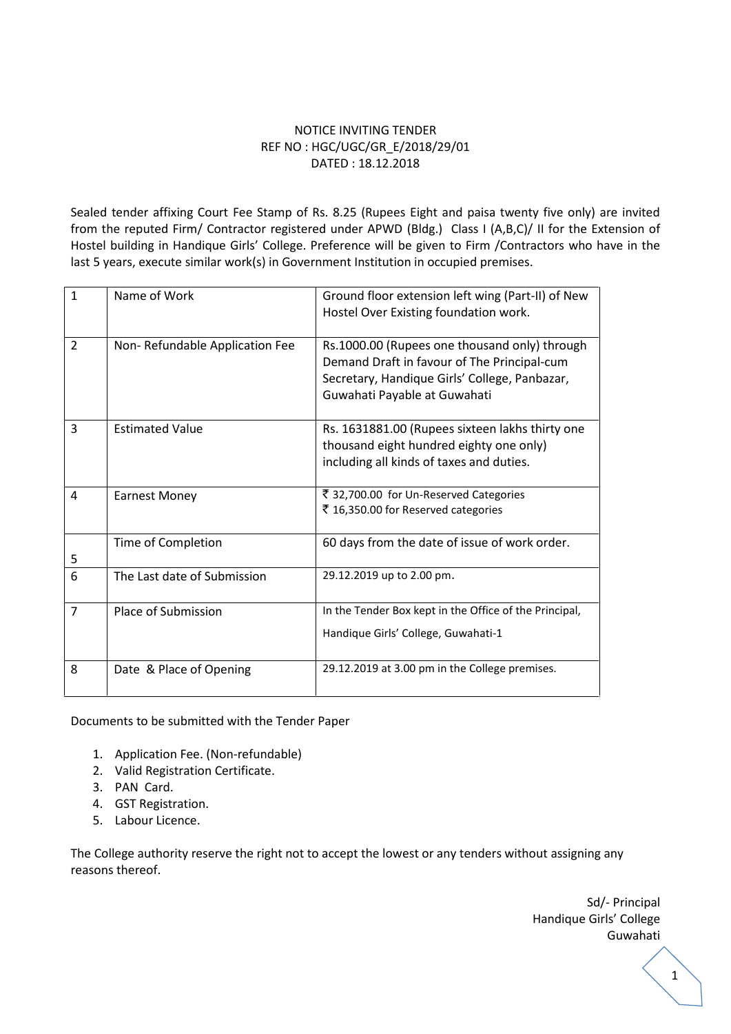NOTICE INVITING TENDER
REF NO : HGC/UGC/GR_E/2018/29/01
DATED : 18.12.2018

Sealed tender affixing Court Fee Stamp of Rs. 8.25 (Rupees Eight and paisa twenty five only) are invited from the reputed Firm/ Contractor registered under APWD (Bldg.) Class I (A,B,C)/ II for the Extension of Hostel building in Handique Girls' College. Preference will be given to Firm /Contractors who have in the last 5 years, execute similar work(s) in Government Institution in occupied premises.

| | | |
|---|---|---|
| 1 | Name of Work | Ground floor extension left wing (Part-II) of New Hostel Over Existing foundation work. |
| 2 | Non- Refundable Application Fee | Rs.1000.00 (Rupees one thousand only) through Demand Draft in favour of The Principal-cum Secretary, Handique Girls' College, Panbazar, Guwahati Payable at Guwahati |
| 3 | Estimated Value | Rs. 1631881.00 (Rupees sixteen lakhs thirty one thousand eight hundred eighty one only) including all kinds of taxes and duties. |
| 4 | Earnest Money | ₹ 32,700.00 for Un-Reserved Categories<br>₹ 16,350.00 for Reserved categories |
| 5 | Time of Completion | 60 days from the date of issue of work order. |
| 6 | The Last date of Submission | 29.12.2019 up to 2.00 pm. |
| 7 | Place of Submission | In the Tender Box kept in the Office of the Principal, Handique Girls' College, Guwahati-1 |
| 8 | Date & Place of Opening | 29.12.2019 at 3.00 pm in the College premises. |

Documents to be submitted with the Tender Paper

1. Application Fee. (Non-refundable)
2. Valid Registration Certificate.
3. PAN Card.
4. GST Registration.
5. Labour Licence.

The College authority reserve the right not to accept the lowest or any tenders without assigning any reasons thereof.

Sd/- Principal
Handique Girls' College
Guwahati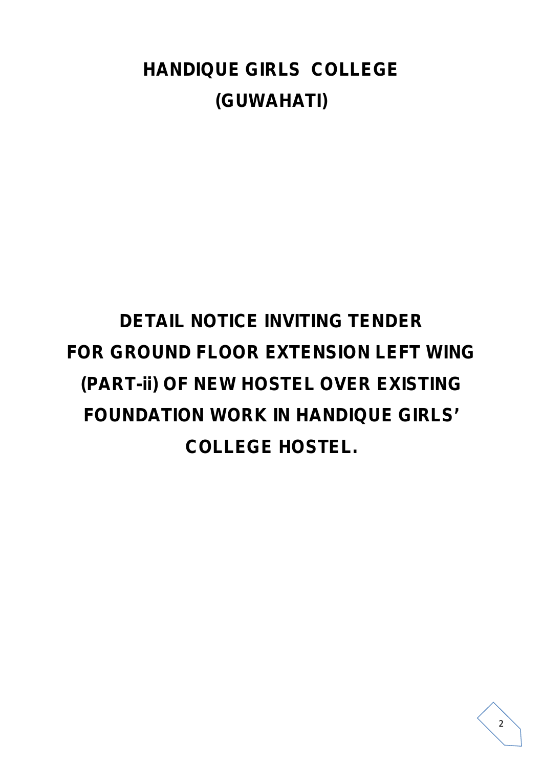# HANDIQUE GIRLS COLLEGE
# (GUWAHATI)

## DETAIL NOTICE INVITING TENDER FOR GROUND FLOOR EXTENSION LEFT WING (PART-ii) OF NEW HOSTEL OVER EXISTING FOUNDATION WORK IN HANDIQUE GIRLS' COLLEGE HOSTEL.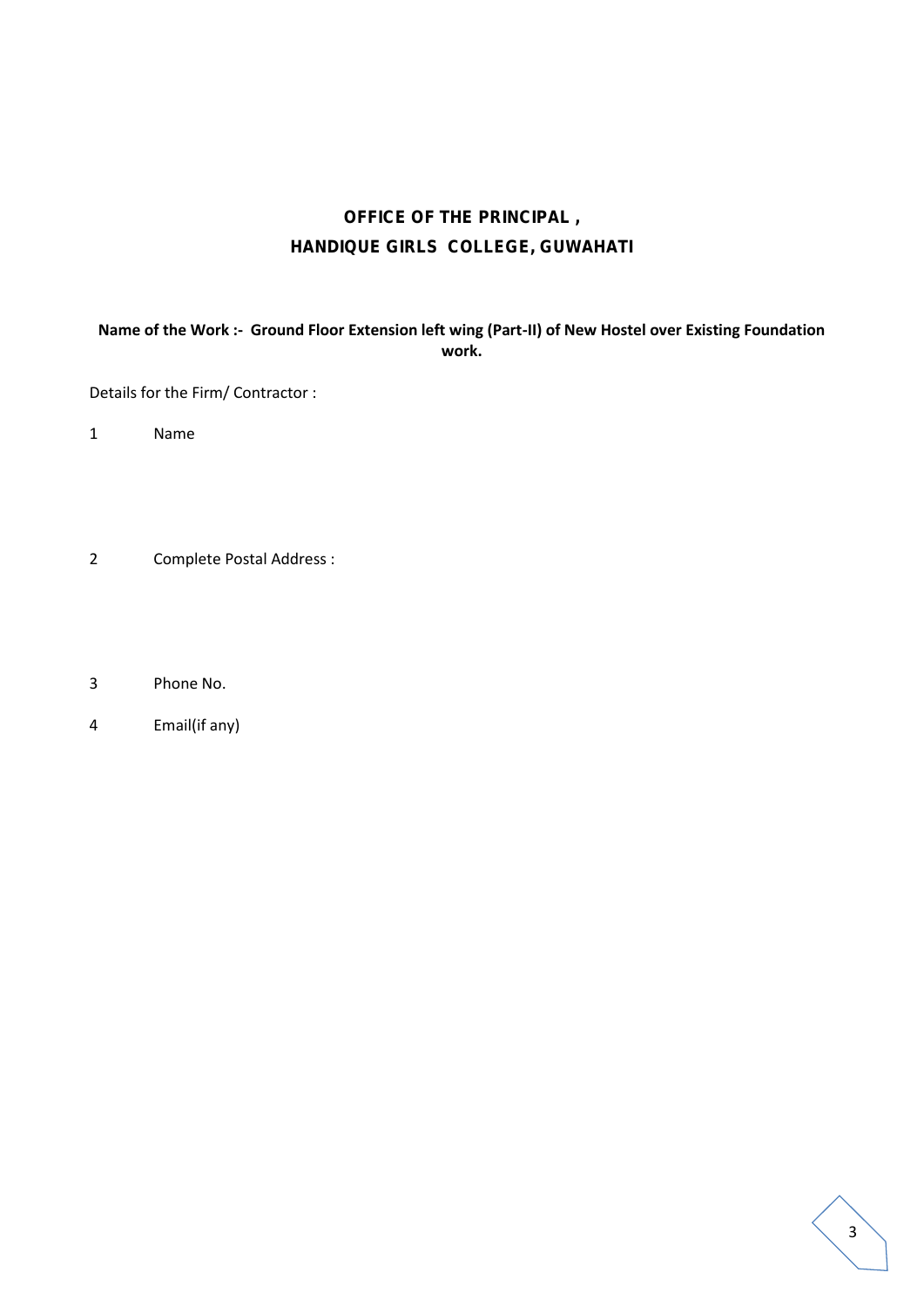# OFFICE OF THE PRINCIPAL ,
# HANDIQUE GIRLS COLLEGE, GUWAHATI

**Name of the Work :- Ground Floor Extension left wing (Part-II) of New Hostel over Existing Foundation work.**

Details for the Firm/ Contractor :

1 Name

2 Complete Postal Address :

3 Phone No.

4 Email(if any)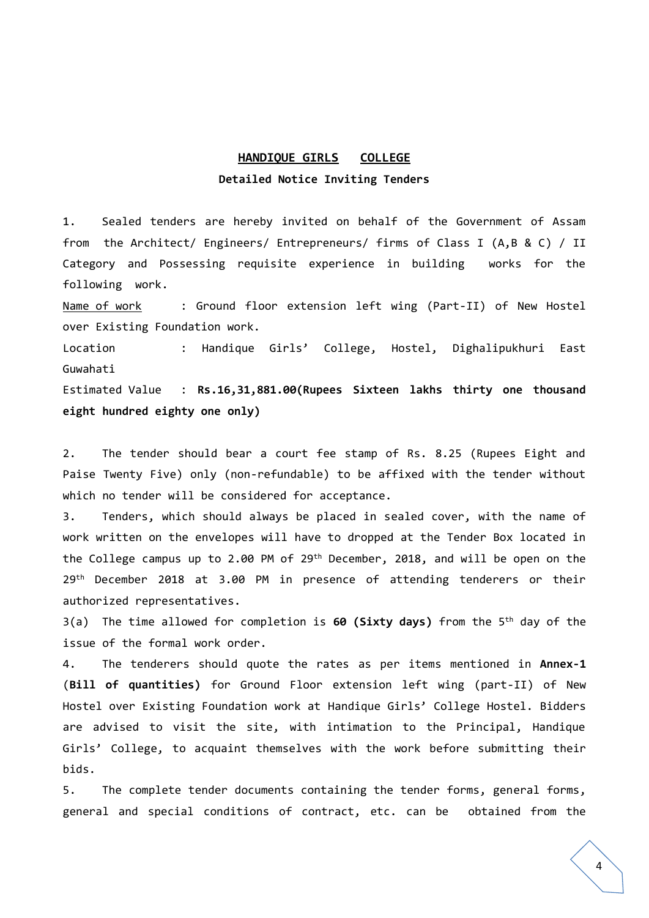# <u>HANDIQUE GIRLS COLLEGE</u>

## Detailed Notice Inviting Tenders

1. Sealed tenders are hereby invited on behalf of the Government of Assam from the Architect/ Engineers/ Entrepreneurs/ firms of Class I (A,B & C) / II Category and Possessing requisite experience in building works for the following work.

<u>Name of work</u> : Ground floor extension left wing (Part-II) of New Hostel over Existing Foundation work.

Location : Handique Girls' College, Hostel, Dighalipukhuri East Guwahati

Estimated Value : **Rs.16,31,881.00(Rupees Sixteen lakhs thirty one thousand eight hundred eighty one only)**

2. The tender should bear a court fee stamp of Rs. 8.25 (Rupees Eight and Paise Twenty Five) only (non-refundable) to be affixed with the tender without which no tender will be considered for acceptance.

3. Tenders, which should always be placed in sealed cover, with the name of work written on the envelopes will have to dropped at the Tender Box located in the College campus up to 2.00 PM of 29th December, 2018, and will be open on the 29th December 2018 at 3.00 PM in presence of attending tenderers or their authorized representatives.

3(a) The time allowed for completion is **60 (Sixty days)** from the 5th day of the issue of the formal work order.

4. The tenderers should quote the rates as per items mentioned in **Annex-1** (**Bill of quantities)** for Ground Floor extension left wing (part-II) of New Hostel over Existing Foundation work at Handique Girls' College Hostel. Bidders are advised to visit the site, with intimation to the Principal, Handique Girls' College, to acquaint themselves with the work before submitting their bids.

5. The complete tender documents containing the tender forms, general forms, general and special conditions of contract, etc. can be obtained from the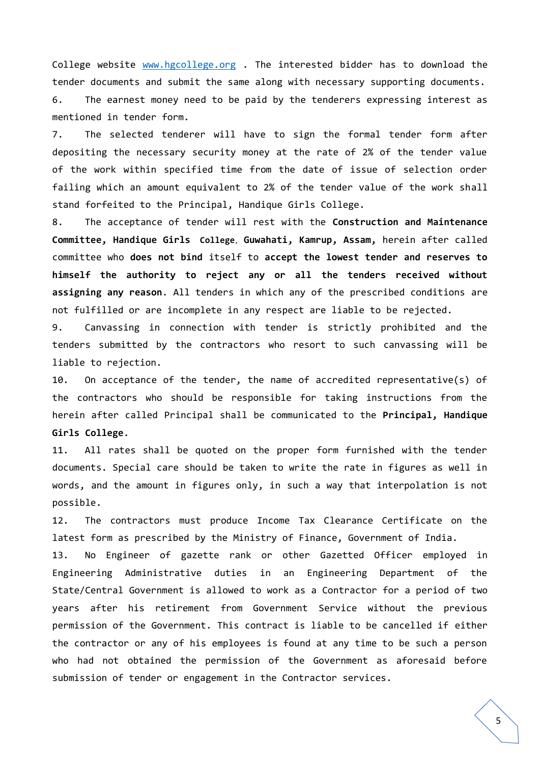College website [www.hgcollege.org](http://www.hgcollege.org) . The interested bidder has to download the tender documents and submit the same along with necessary supporting documents.

6. The earnest money need to be paid by the tenderers expressing interest as mentioned in tender form.

7. The selected tenderer will have to sign the formal tender form after depositing the necessary security money at the rate of 2% of the tender value of the work within specified time from the date of issue of selection order failing which an amount equivalent to 2% of the tender value of the work shall stand forfeited to the Principal, Handique Girls College.

8. The acceptance of tender will rest with the **Construction and Maintenance Committee, Handique Girls College**, **Guwahati, Kamrup, Assam,** herein after called committee who **does not bind** itself to **accept the lowest tender and reserves to himself the authority to reject any or all the tenders received without assigning any reason.** All tenders in which any of the prescribed conditions are not fulfilled or are incomplete in any respect are liable to be rejected.

9. Canvassing in connection with tender is strictly prohibited and the tenders submitted by the contractors who resort to such canvassing will be liable to rejection.

10. On acceptance of the tender, the name of accredited representative(s) of the contractors who should be responsible for taking instructions from the herein after called Principal shall be communicated to the **Principal, Handique Girls College**.

11. All rates shall be quoted on the proper form furnished with the tender documents. Special care should be taken to write the rate in figures as well in words, and the amount in figures only, in such a way that interpolation is not possible.

12. The contractors must produce Income Tax Clearance Certificate on the latest form as prescribed by the Ministry of Finance, Government of India.

13. No Engineer of gazette rank or other Gazetted Officer employed in Engineering Administrative duties in an Engineering Department of the State/Central Government is allowed to work as a Contractor for a period of two years after his retirement from Government Service without the previous permission of the Government. This contract is liable to be cancelled if either the contractor or any of his employees is found at any time to be such a person who had not obtained the permission of the Government as aforesaid before submission of tender or engagement in the Contractor services.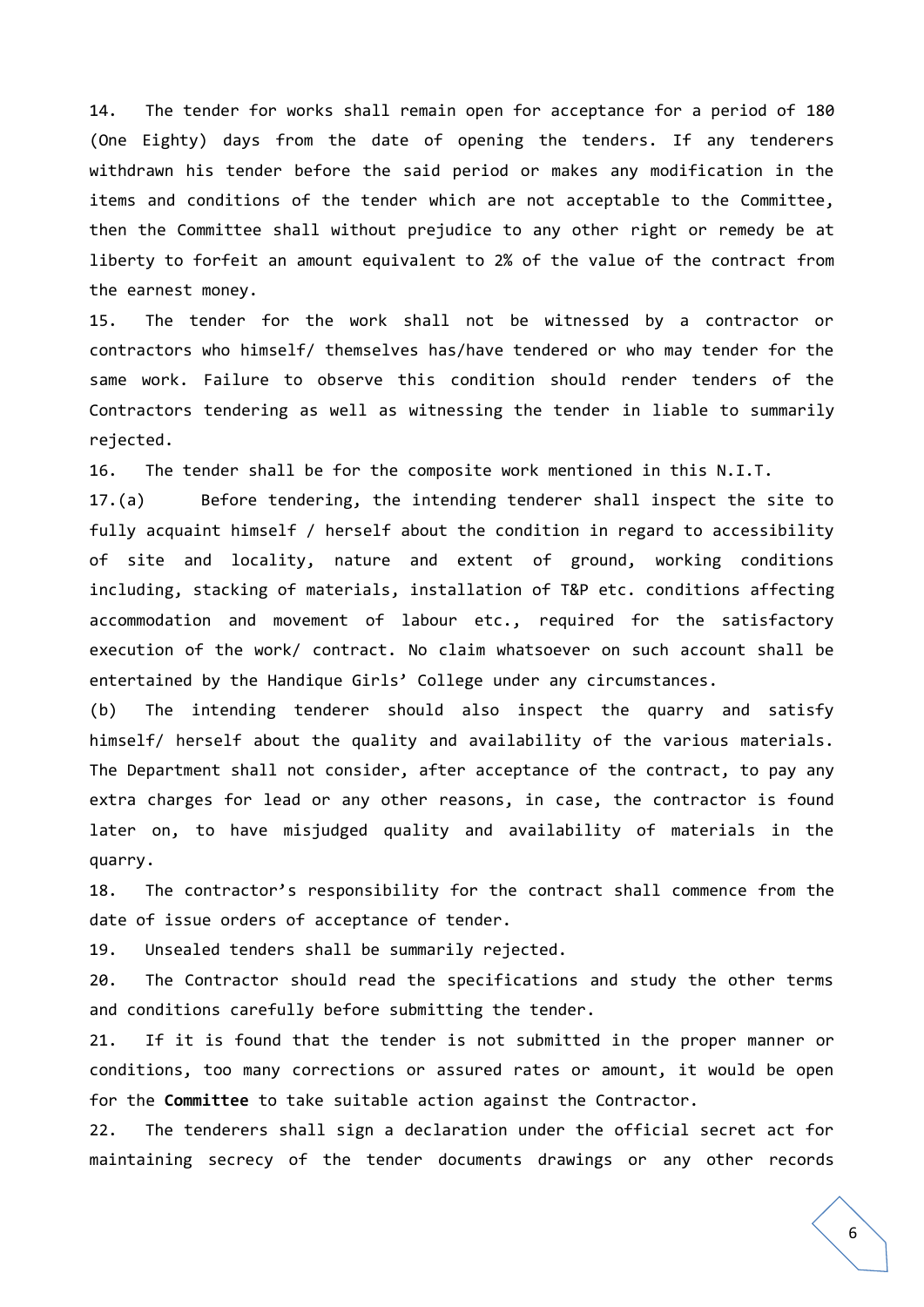14. The tender for works shall remain open for acceptance for a period of 180 (One Eighty) days from the date of opening the tenders. If any tenderers withdrawn his tender before the said period or makes any modification in the items and conditions of the tender which are not acceptable to the Committee, then the Committee shall without prejudice to any other right or remedy be at liberty to forfeit an amount equivalent to 2% of the value of the contract from the earnest money.

15. The tender for the work shall not be witnessed by a contractor or contractors who himself/ themselves has/have tendered or who may tender for the same work. Failure to observe this condition should render tenders of the Contractors tendering as well as witnessing the tender in liable to summarily rejected.

16. The tender shall be for the composite work mentioned in this N.I.T.

17.(a) Before tendering, the intending tenderer shall inspect the site to fully acquaint himself / herself about the condition in regard to accessibility of site and locality, nature and extent of ground, working conditions including, stacking of materials, installation of T&P etc. conditions affecting accommodation and movement of labour etc., required for the satisfactory execution of the work/ contract. No claim whatsoever on such account shall be entertained by the Handique Girls' College under any circumstances.

(b) The intending tenderer should also inspect the quarry and satisfy himself/ herself about the quality and availability of the various materials. The Department shall not consider, after acceptance of the contract, to pay any extra charges for lead or any other reasons, in case, the contractor is found later on, to have misjudged quality and availability of materials in the quarry.

18. The contractor's responsibility for the contract shall commence from the date of issue orders of acceptance of tender.

19. Unsealed tenders shall be summarily rejected.

20. The Contractor should read the specifications and study the other terms and conditions carefully before submitting the tender.

21. If it is found that the tender is not submitted in the proper manner or conditions, too many corrections or assured rates or amount, it would be open for the **Committee** to take suitable action against the Contractor.

22. The tenderers shall sign a declaration under the official secret act for maintaining secrecy of the tender documents drawings or any other records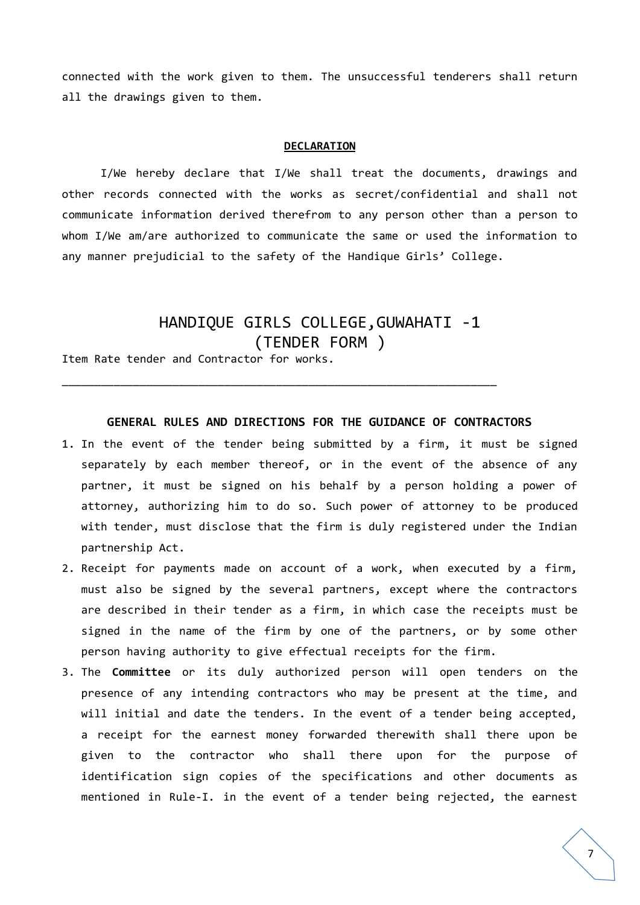connected with the work given to them. The unsuccessful tenderers shall return all the drawings given to them.

## DECLARATION

I/We hereby declare that I/We shall treat the documents, drawings and other records connected with the works as secret/confidential and shall not communicate information derived therefrom to any person other than a person to whom I/We am/are authorized to communicate the same or used the information to any manner prejudicial to the safety of the Handique Girls' College.

# HANDIQUE GIRLS COLLEGE,GUWAHATI -1
# (TENDER FORM )

Item Rate tender and Contractor for works.

---

### GENERAL RULES AND DIRECTIONS FOR THE GUIDANCE OF CONTRACTORS

1. In the event of the tender being submitted by a firm, it must be signed separately by each member thereof, or in the event of the absence of any partner, it must be signed on his behalf by a person holding a power of attorney, authorizing him to do so. Such power of attorney to be produced with tender, must disclose that the firm is duly registered under the Indian partnership Act.
2. Receipt for payments made on account of a work, when executed by a firm, must also be signed by the several partners, except where the contractors are described in their tender as a firm, in which case the receipts must be signed in the name of the firm by one of the partners, or by some other person having authority to give effectual receipts for the firm.
3. The **Committee** or its duly authorized person will open tenders on the presence of any intending contractors who may be present at the time, and will initial and date the tenders. In the event of a tender being accepted, a receipt for the earnest money forwarded therewith shall there upon be given to the contractor who shall there upon for the purpose of identification sign copies of the specifications and other documents as mentioned in Rule-I. in the event of a tender being rejected, the earnest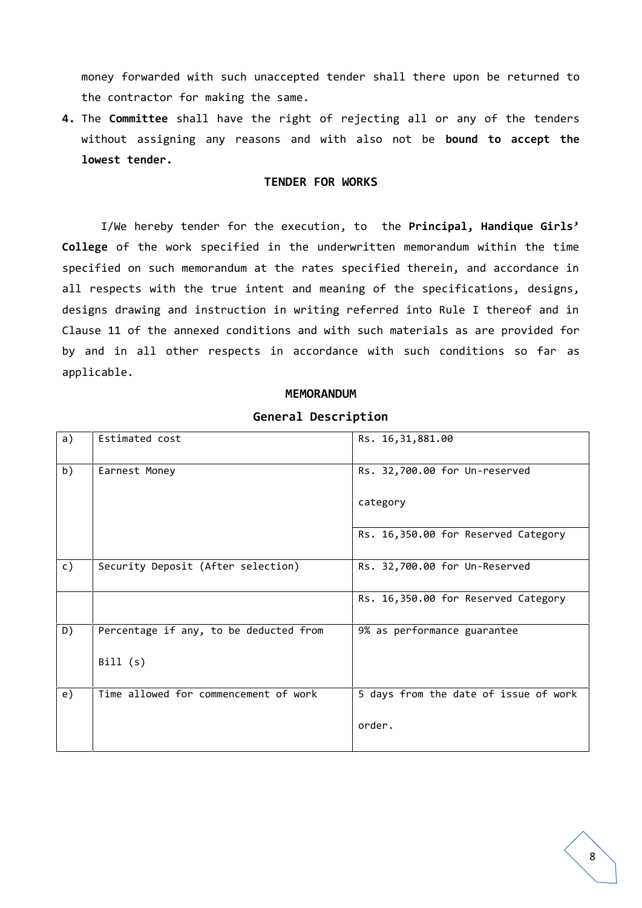money forwarded with such unaccepted tender shall there upon be returned to the contractor for making the same.

4. The **Committee** shall have the right of rejecting all or any of the tenders without assigning any reasons and with also not be **bound to accept the lowest tender.**

### TENDER FOR WORKS

I/We hereby tender for the execution, to the **Principal, Handique Girls' College** of the work specified in the underwritten memorandum within the time specified on such memorandum at the rates specified therein, and accordance in all respects with the true intent and meaning of the specifications, designs, designs drawing and instruction in writing referred into Rule I thereof and in Clause 11 of the annexed conditions and with such materials as are provided for by and in all other respects in accordance with such conditions so far as applicable.

### MEMORANDUM

### General Description

| | | |
|---|---|---|
| a) | Estimated cost | Rs. 16,31,881.00 |
| b) | Earnest Money | Rs. 32,700.00 for Un-reserved category |
| | | Rs. 16,350.00 for Reserved Category |
| c) | Security Deposit (After selection) | Rs. 32,700.00 for Un-Reserved |
| | | Rs. 16,350.00 for Reserved Category |
| D) | Percentage if any, to be deducted from Bill (s) | 9% as performance guarantee |
| e) | Time allowed for commencement of work | 5 days from the date of issue of work order. |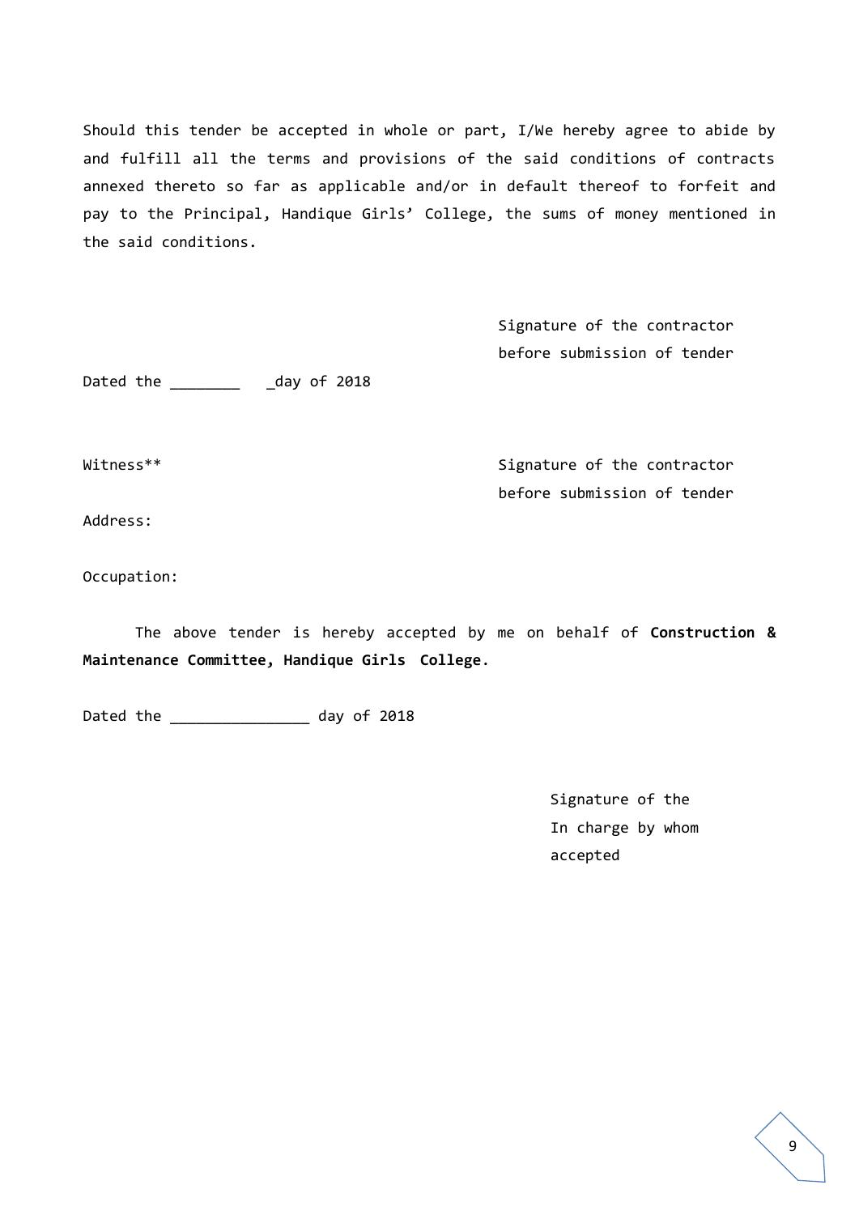Should this tender be accepted in whole or part, I/We hereby agree to abide by and fulfill all the terms and provisions of the said conditions of contracts annexed thereto so far as applicable and/or in default thereof to forfeit and pay to the Principal, Handique Girls' College, the sums of money mentioned in the said conditions.

Signature of the contractor
before submission of tender

Dated the ________ _day of 2018

Witness**

Signature of the contractor
before submission of tender

Address:

Occupation:

The above tender is hereby accepted by me on behalf of **Construction & Maintenance Committee, Handique Girls College**.

Dated the ________________ day of 2018

Signature of the
In charge by whom
accepted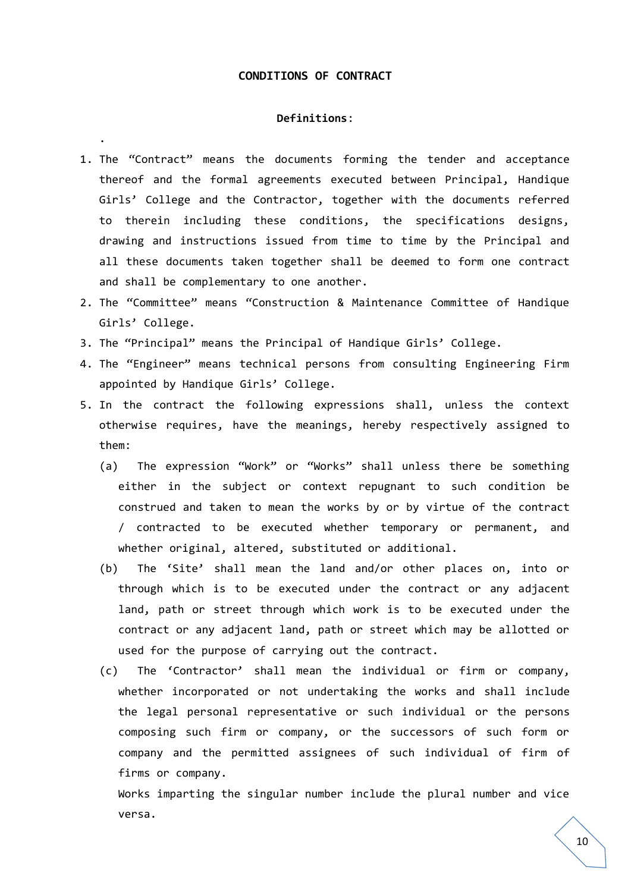## CONDITIONS OF CONTRACT

### Definitions:

.

1. The "Contract" means the documents forming the tender and acceptance thereof and the formal agreements executed between Principal, Handique Girls' College and the Contractor, together with the documents referred to therein including these conditions, the specifications designs, drawing and instructions issued from time to time by the Principal and all these documents taken together shall be deemed to form one contract and shall be complementary to one another.
2. The "Committee" means "Construction & Maintenance Committee of Handique Girls' College.
3. The "Principal" means the Principal of Handique Girls' College.
4. The "Engineer" means technical persons from consulting Engineering Firm appointed by Handique Girls' College.
5. In the contract the following expressions shall, unless the context otherwise requires, have the meanings, hereby respectively assigned to them:
   - (a) The expression "Work" or "Works" shall unless there be something either in the subject or context repugnant to such condition be construed and taken to mean the works by or by virtue of the contract / contracted to be executed whether temporary or permanent, and whether original, altered, substituted or additional.
   - (b) The 'Site' shall mean the land and/or other places on, into or through which is to be executed under the contract or any adjacent land, path or street through which work is to be executed under the contract or any adjacent land, path or street which may be allotted or used for the purpose of carrying out the contract.
   - (c) The 'Contractor' shall mean the individual or firm or company, whether incorporated or not undertaking the works and shall include the legal personal representative or such individual or the persons composing such firm or company, or the successors of such form or company and the permitted assignees of such individual of firm of firms or company.

     Works imparting the singular number include the plural number and vice versa.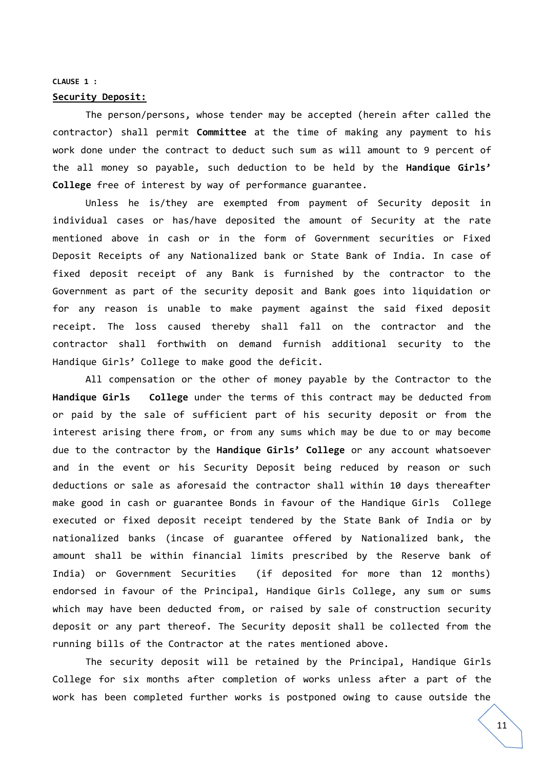**CLAUSE 1 :**

**Security Deposit:**

The person/persons, whose tender may be accepted (herein after called the contractor) shall permit **Committee** at the time of making any payment to his work done under the contract to deduct such sum as will amount to 9 percent of the all money so payable, such deduction to be held by the **Handique Girls' College** free of interest by way of performance guarantee.

Unless he is/they are exempted from payment of Security deposit in individual cases or has/have deposited the amount of Security at the rate mentioned above in cash or in the form of Government securities or Fixed Deposit Receipts of any Nationalized bank or State Bank of India. In case of fixed deposit receipt of any Bank is furnished by the contractor to the Government as part of the security deposit and Bank goes into liquidation or for any reason is unable to make payment against the said fixed deposit receipt. The loss caused thereby shall fall on the contractor and the contractor shall forthwith on demand furnish additional security to the Handique Girls' College to make good the deficit.

All compensation or the other of money payable by the Contractor to the **Handique Girls College** under the terms of this contract may be deducted from or paid by the sale of sufficient part of his security deposit or from the interest arising there from, or from any sums which may be due to or may become due to the contractor by the **Handique Girls' College** or any account whatsoever and in the event or his Security Deposit being reduced by reason or such deductions or sale as aforesaid the contractor shall within 10 days thereafter make good in cash or guarantee Bonds in favour of the Handique Girls College executed or fixed deposit receipt tendered by the State Bank of India or by nationalized banks (incase of guarantee offered by Nationalized bank, the amount shall be within financial limits prescribed by the Reserve bank of India) or Government Securities (if deposited for more than 12 months) endorsed in favour of the Principal, Handique Girls College, any sum or sums which may have been deducted from, or raised by sale of construction security deposit or any part thereof. The Security deposit shall be collected from the running bills of the Contractor at the rates mentioned above.

The security deposit will be retained by the Principal, Handique Girls College for six months after completion of works unless after a part of the work has been completed further works is postponed owing to cause outside the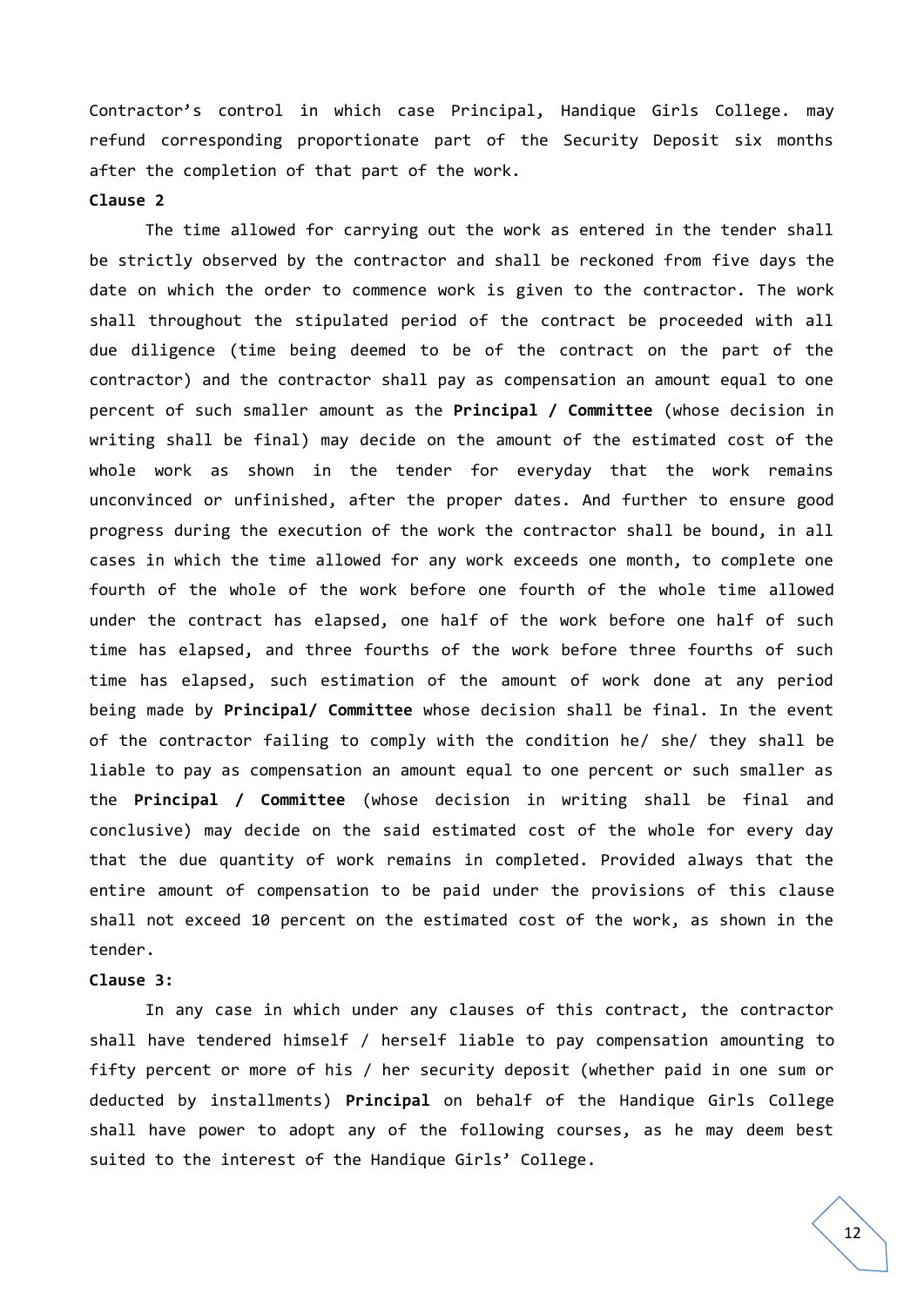Contractor's control in which case Principal, Handique Girls College. may refund corresponding proportionate part of the Security Deposit six months after the completion of that part of the work.

**Clause 2**

The time allowed for carrying out the work as entered in the tender shall be strictly observed by the contractor and shall be reckoned from five days the date on which the order to commence work is given to the contractor. The work shall throughout the stipulated period of the contract be proceeded with all due diligence (time being deemed to be of the contract on the part of the contractor) and the contractor shall pay as compensation an amount equal to one percent of such smaller amount as the **Principal / Committee** (whose decision in writing shall be final) may decide on the amount of the estimated cost of the whole work as shown in the tender for everyday that the work remains unconvinced or unfinished, after the proper dates. And further to ensure good progress during the execution of the work the contractor shall be bound, in all cases in which the time allowed for any work exceeds one month, to complete one fourth of the whole of the work before one fourth of the whole time allowed under the contract has elapsed, one half of the work before one half of such time has elapsed, and three fourths of the work before three fourths of such time has elapsed, such estimation of the amount of work done at any period being made by **Principal/ Committee** whose decision shall be final. In the event of the contractor failing to comply with the condition he/ she/ they shall be liable to pay as compensation an amount equal to one percent or such smaller as the **Principal / Committee** (whose decision in writing shall be final and conclusive) may decide on the said estimated cost of the whole for every day that the due quantity of work remains in completed. Provided always that the entire amount of compensation to be paid under the provisions of this clause shall not exceed 10 percent on the estimated cost of the work, as shown in the tender.

**Clause 3:**

In any case in which under any clauses of this contract, the contractor shall have tendered himself / herself liable to pay compensation amounting to fifty percent or more of his / her security deposit (whether paid in one sum or deducted by installments) **Principal** on behalf of the Handique Girls College shall have power to adopt any of the following courses, as he may deem best suited to the interest of the Handique Girls' College.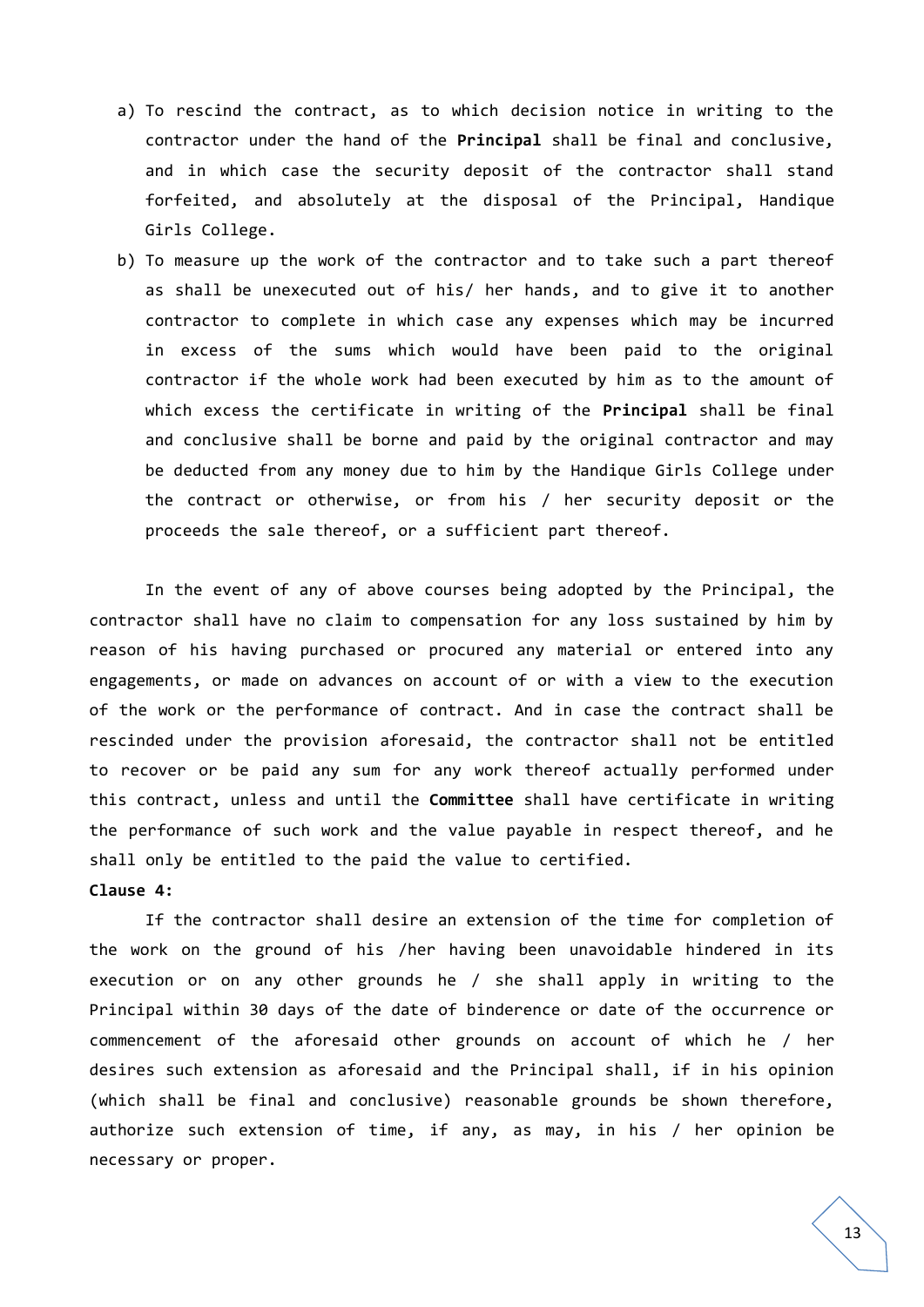a) To rescind the contract, as to which decision notice in writing to the contractor under the hand of the **Principal** shall be final and conclusive, and in which case the security deposit of the contractor shall stand forfeited, and absolutely at the disposal of the Principal, Handique Girls College.

b) To measure up the work of the contractor and to take such a part thereof as shall be unexecuted out of his/ her hands, and to give it to another contractor to complete in which case any expenses which may be incurred in excess of the sums which would have been paid to the original contractor if the whole work had been executed by him as to the amount of which excess the certificate in writing of the **Principal** shall be final and conclusive shall be borne and paid by the original contractor and may be deducted from any money due to him by the Handique Girls College under the contract or otherwise, or from his / her security deposit or the proceeds the sale thereof, or a sufficient part thereof.

In the event of any of above courses being adopted by the Principal, the contractor shall have no claim to compensation for any loss sustained by him by reason of his having purchased or procured any material or entered into any engagements, or made on advances on account of or with a view to the execution of the work or the performance of contract. And in case the contract shall be rescinded under the provision aforesaid, the contractor shall not be entitled to recover or be paid any sum for any work thereof actually performed under this contract, unless and until the **Committee** shall have certificate in writing the performance of such work and the value payable in respect thereof, and he shall only be entitled to the paid the value to certified.

**Clause 4:**

If the contractor shall desire an extension of the time for completion of the work on the ground of his /her having been unavoidable hindered in its execution or on any other grounds he / she shall apply in writing to the Principal within 30 days of the date of binderence or date of the occurrence or commencement of the aforesaid other grounds on account of which he / her desires such extension as aforesaid and the Principal shall, if in his opinion (which shall be final and conclusive) reasonable grounds be shown therefore, authorize such extension of time, if any, as may, in his / her opinion be necessary or proper.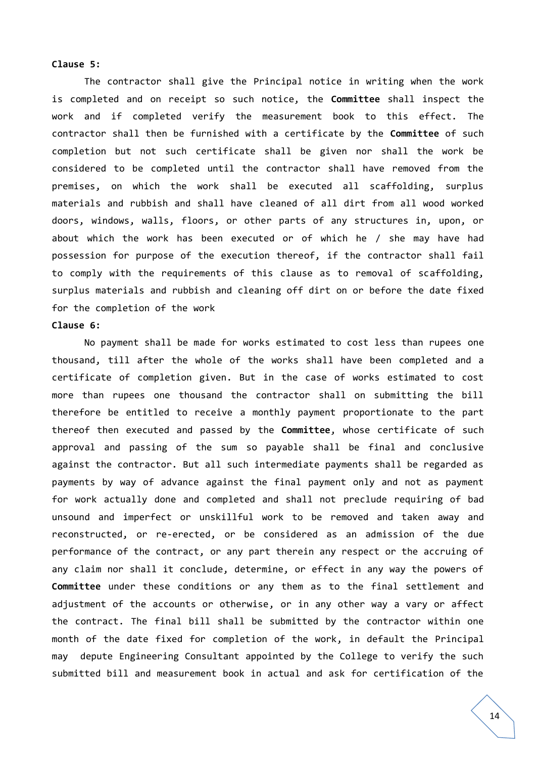**Clause 5:**

The contractor shall give the Principal notice in writing when the work is completed and on receipt so such notice, the **Committee** shall inspect the work and if completed verify the measurement book to this effect. The contractor shall then be furnished with a certificate by the **Committee** of such completion but not such certificate shall be given nor shall the work be considered to be completed until the contractor shall have removed from the premises, on which the work shall be executed all scaffolding, surplus materials and rubbish and shall have cleaned of all dirt from all wood worked doors, windows, walls, floors, or other parts of any structures in, upon, or about which the work has been executed or of which he / she may have had possession for purpose of the execution thereof, if the contractor shall fail to comply with the requirements of this clause as to removal of scaffolding, surplus materials and rubbish and cleaning off dirt on or before the date fixed for the completion of the work

**Clause 6:**

No payment shall be made for works estimated to cost less than rupees one thousand, till after the whole of the works shall have been completed and a certificate of completion given. But in the case of works estimated to cost more than rupees one thousand the contractor shall on submitting the bill therefore be entitled to receive a monthly payment proportionate to the part thereof then executed and passed by the **Committee**, whose certificate of such approval and passing of the sum so payable shall be final and conclusive against the contractor. But all such intermediate payments shall be regarded as payments by way of advance against the final payment only and not as payment for work actually done and completed and shall not preclude requiring of bad unsound and imperfect or unskillful work to be removed and taken away and reconstructed, or re-erected, or be considered as an admission of the due performance of the contract, or any part therein any respect or the accruing of any claim nor shall it conclude, determine, or effect in any way the powers of **Committee** under these conditions or any them as to the final settlement and adjustment of the accounts or otherwise, or in any other way a vary or affect the contract. The final bill shall be submitted by the contractor within one month of the date fixed for completion of the work, in default the Principal may depute Engineering Consultant appointed by the College to verify the such submitted bill and measurement book in actual and ask for certification of the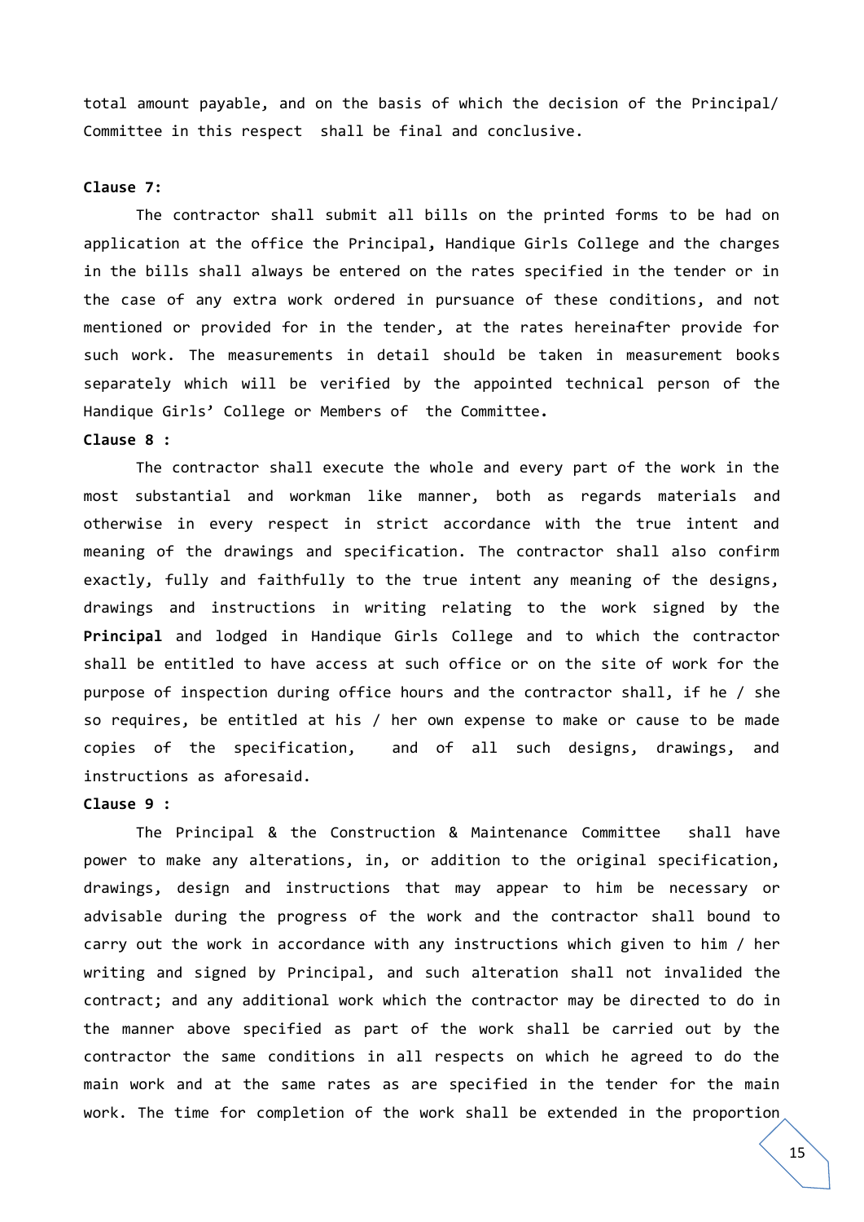total amount payable, and on the basis of which the decision of the Principal/ Committee in this respect shall be final and conclusive.

**Clause 7:**

The contractor shall submit all bills on the printed forms to be had on application at the office the Principal, Handique Girls College and the charges in the bills shall always be entered on the rates specified in the tender or in the case of any extra work ordered in pursuance of these conditions, and not mentioned or provided for in the tender, at the rates hereinafter provide for such work. The measurements in detail should be taken in measurement books separately which will be verified by the appointed technical person of the Handique Girls' College or Members of the Committee.

**Clause 8 :**

The contractor shall execute the whole and every part of the work in the most substantial and workman like manner, both as regards materials and otherwise in every respect in strict accordance with the true intent and meaning of the drawings and specification. The contractor shall also confirm exactly, fully and faithfully to the true intent any meaning of the designs, drawings and instructions in writing relating to the work signed by the **Principal** and lodged in Handique Girls College and to which the contractor shall be entitled to have access at such office or on the site of work for the purpose of inspection during office hours and the contractor shall, if he / she so requires, be entitled at his / her own expense to make or cause to be made copies of the specification, and of all such designs, drawings, and instructions as aforesaid.

**Clause 9 :**

The Principal & the Construction & Maintenance Committee shall have power to make any alterations, in, or addition to the original specification, drawings, design and instructions that may appear to him be necessary or advisable during the progress of the work and the contractor shall bound to carry out the work in accordance with any instructions which given to him / her writing and signed by Principal, and such alteration shall not invalided the contract; and any additional work which the contractor may be directed to do in the manner above specified as part of the work shall be carried out by the contractor the same conditions in all respects on which he agreed to do the main work and at the same rates as are specified in the tender for the main work. The time for completion of the work shall be extended in the proportion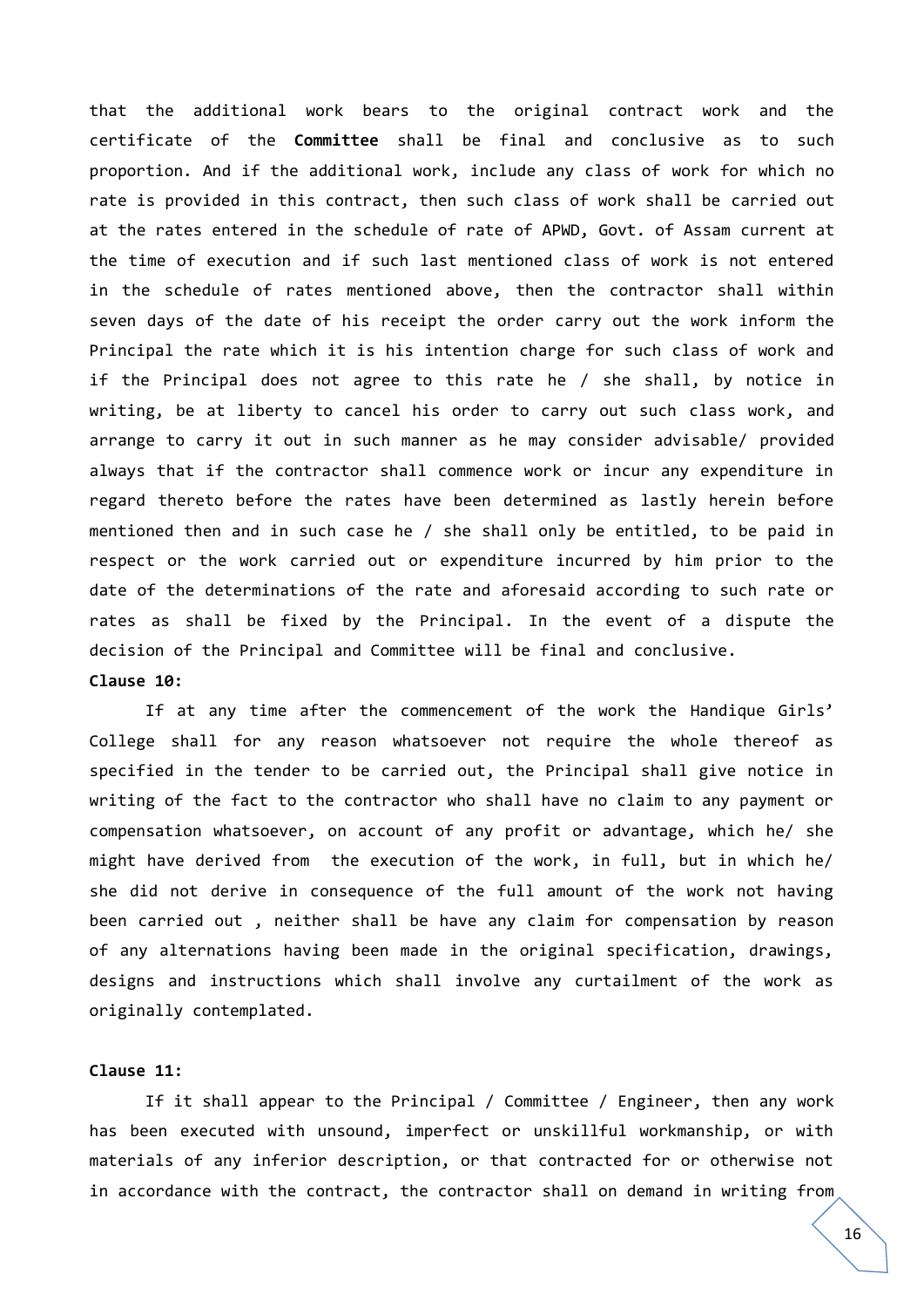that the additional work bears to the original contract work and the certificate of the **Committee** shall be final and conclusive as to such proportion. And if the additional work, include any class of work for which no rate is provided in this contract, then such class of work shall be carried out at the rates entered in the schedule of rate of APWD, Govt. of Assam current at the time of execution and if such last mentioned class of work is not entered in the schedule of rates mentioned above, then the contractor shall within seven days of the date of his receipt the order carry out the work inform the Principal the rate which it is his intention charge for such class of work and if the Principal does not agree to this rate he / she shall, by notice in writing, be at liberty to cancel his order to carry out such class work, and arrange to carry it out in such manner as he may consider advisable/ provided always that if the contractor shall commence work or incur any expenditure in regard thereto before the rates have been determined as lastly herein before mentioned then and in such case he / she shall only be entitled, to be paid in respect or the work carried out or expenditure incurred by him prior to the date of the determinations of the rate and aforesaid according to such rate or rates as shall be fixed by the Principal. In the event of a dispute the decision of the Principal and Committee will be final and conclusive.

**Clause 10:**

If at any time after the commencement of the work the Handique Girls' College shall for any reason whatsoever not require the whole thereof as specified in the tender to be carried out, the Principal shall give notice in writing of the fact to the contractor who shall have no claim to any payment or compensation whatsoever, on account of any profit or advantage, which he/ she might have derived from the execution of the work, in full, but in which he/ she did not derive in consequence of the full amount of the work not having been carried out , neither shall be have any claim for compensation by reason of any alternations having been made in the original specification, drawings, designs and instructions which shall involve any curtailment of the work as originally contemplated.

**Clause 11:**

If it shall appear to the Principal / Committee / Engineer, then any work has been executed with unsound, imperfect or unskillful workmanship, or with materials of any inferior description, or that contracted for or otherwise not in accordance with the contract, the contractor shall on demand in writing from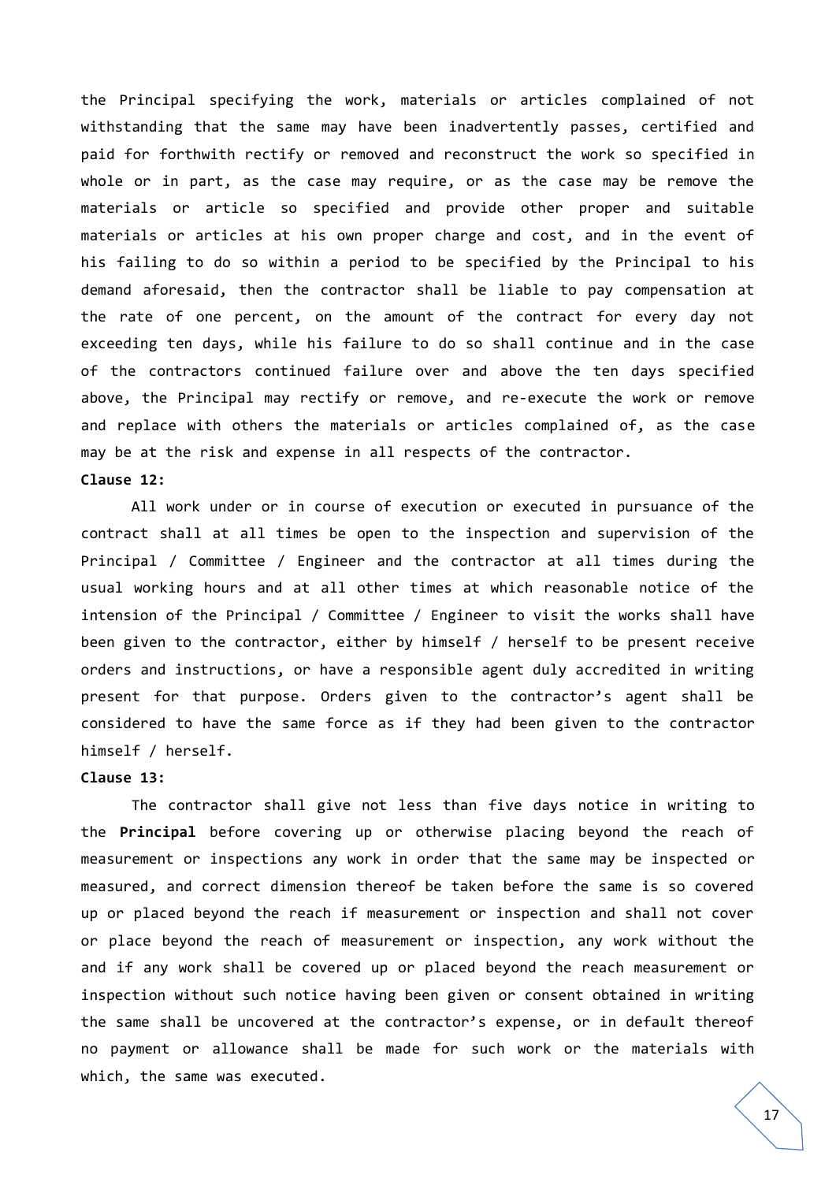the Principal specifying the work, materials or articles complained of not withstanding that the same may have been inadvertently passes, certified and paid for forthwith rectify or removed and reconstruct the work so specified in whole or in part, as the case may require, or as the case may be remove the materials or article so specified and provide other proper and suitable materials or articles at his own proper charge and cost, and in the event of his failing to do so within a period to be specified by the Principal to his demand aforesaid, then the contractor shall be liable to pay compensation at the rate of one percent, on the amount of the contract for every day not exceeding ten days, while his failure to do so shall continue and in the case of the contractors continued failure over and above the ten days specified above, the Principal may rectify or remove, and re-execute the work or remove and replace with others the materials or articles complained of, as the case may be at the risk and expense in all respects of the contractor.

**Clause 12:**

All work under or in course of execution or executed in pursuance of the contract shall at all times be open to the inspection and supervision of the Principal / Committee / Engineer and the contractor at all times during the usual working hours and at all other times at which reasonable notice of the intension of the Principal / Committee / Engineer to visit the works shall have been given to the contractor, either by himself / herself to be present receive orders and instructions, or have a responsible agent duly accredited in writing present for that purpose. Orders given to the contractor's agent shall be considered to have the same force as if they had been given to the contractor himself / herself.

**Clause 13:**

The contractor shall give not less than five days notice in writing to the **Principal** before covering up or otherwise placing beyond the reach of measurement or inspections any work in order that the same may be inspected or measured, and correct dimension thereof be taken before the same is so covered up or placed beyond the reach if measurement or inspection and shall not cover or place beyond the reach of measurement or inspection, any work without the and if any work shall be covered up or placed beyond the reach measurement or inspection without such notice having been given or consent obtained in writing the same shall be uncovered at the contractor's expense, or in default thereof no payment or allowance shall be made for such work or the materials with which, the same was executed.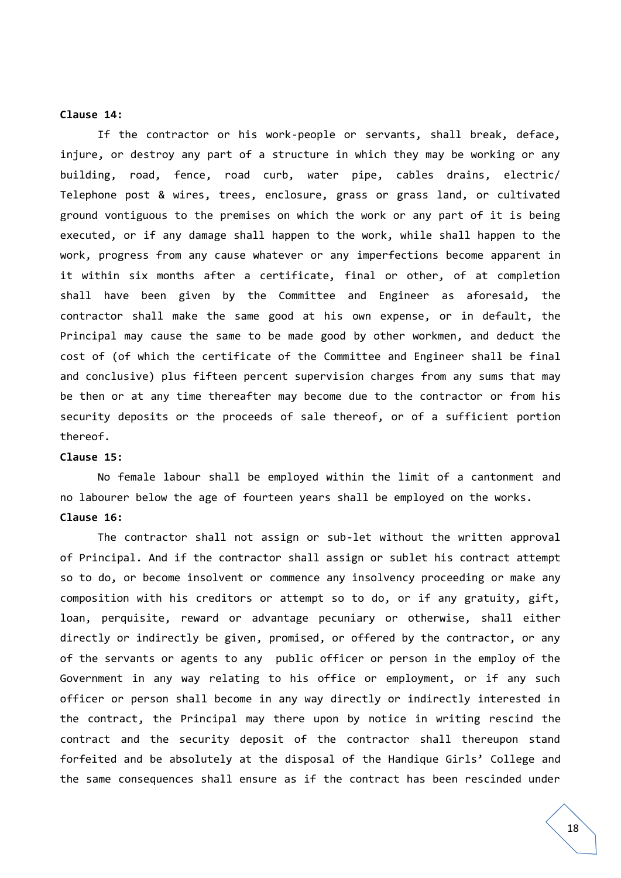**Clause 14:**

If the contractor or his work-people or servants, shall break, deface, injure, or destroy any part of a structure in which they may be working or any building, road, fence, road curb, water pipe, cables drains, electric/ Telephone post & wires, trees, enclosure, grass or grass land, or cultivated ground vontiguous to the premises on which the work or any part of it is being executed, or if any damage shall happen to the work, while shall happen to the work, progress from any cause whatever or any imperfections become apparent in it within six months after a certificate, final or other, of at completion shall have been given by the Committee and Engineer as aforesaid, the contractor shall make the same good at his own expense, or in default, the Principal may cause the same to be made good by other workmen, and deduct the cost of (of which the certificate of the Committee and Engineer shall be final and conclusive) plus fifteen percent supervision charges from any sums that may be then or at any time thereafter may become due to the contractor or from his security deposits or the proceeds of sale thereof, or of a sufficient portion thereof.

**Clause 15:**

No female labour shall be employed within the limit of a cantonment and no labourer below the age of fourteen years shall be employed on the works.

**Clause 16:**

The contractor shall not assign or sub-let without the written approval of Principal. And if the contractor shall assign or sublet his contract attempt so to do, or become insolvent or commence any insolvency proceeding or make any composition with his creditors or attempt so to do, or if any gratuity, gift, loan, perquisite, reward or advantage pecuniary or otherwise, shall either directly or indirectly be given, promised, or offered by the contractor, or any of the servants or agents to any public officer or person in the employ of the Government in any way relating to his office or employment, or if any such officer or person shall become in any way directly or indirectly interested in the contract, the Principal may there upon by notice in writing rescind the contract and the security deposit of the contractor shall thereupon stand forfeited and be absolutely at the disposal of the Handique Girls' College and the same consequences shall ensure as if the contract has been rescinded under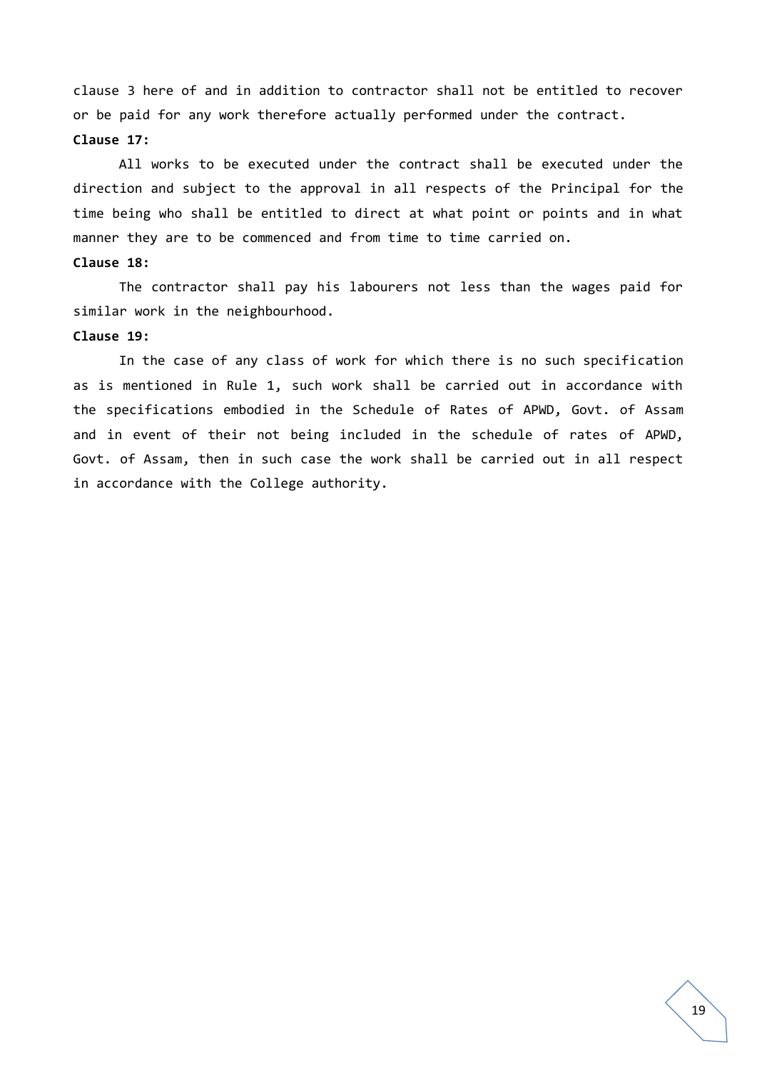clause 3 here of and in addition to contractor shall not be entitled to recover or be paid for any work therefore actually performed under the contract.

**Clause 17:**

All works to be executed under the contract shall be executed under the direction and subject to the approval in all respects of the Principal for the time being who shall be entitled to direct at what point or points and in what manner they are to be commenced and from time to time carried on.

**Clause 18:**

The contractor shall pay his labourers not less than the wages paid for similar work in the neighbourhood.

**Clause 19:**

In the case of any class of work for which there is no such specification as is mentioned in Rule 1, such work shall be carried out in accordance with the specifications embodied in the Schedule of Rates of APWD, Govt. of Assam and in event of their not being included in the schedule of rates of APWD, Govt. of Assam, then in such case the work shall be carried out in all respect in accordance with the College authority.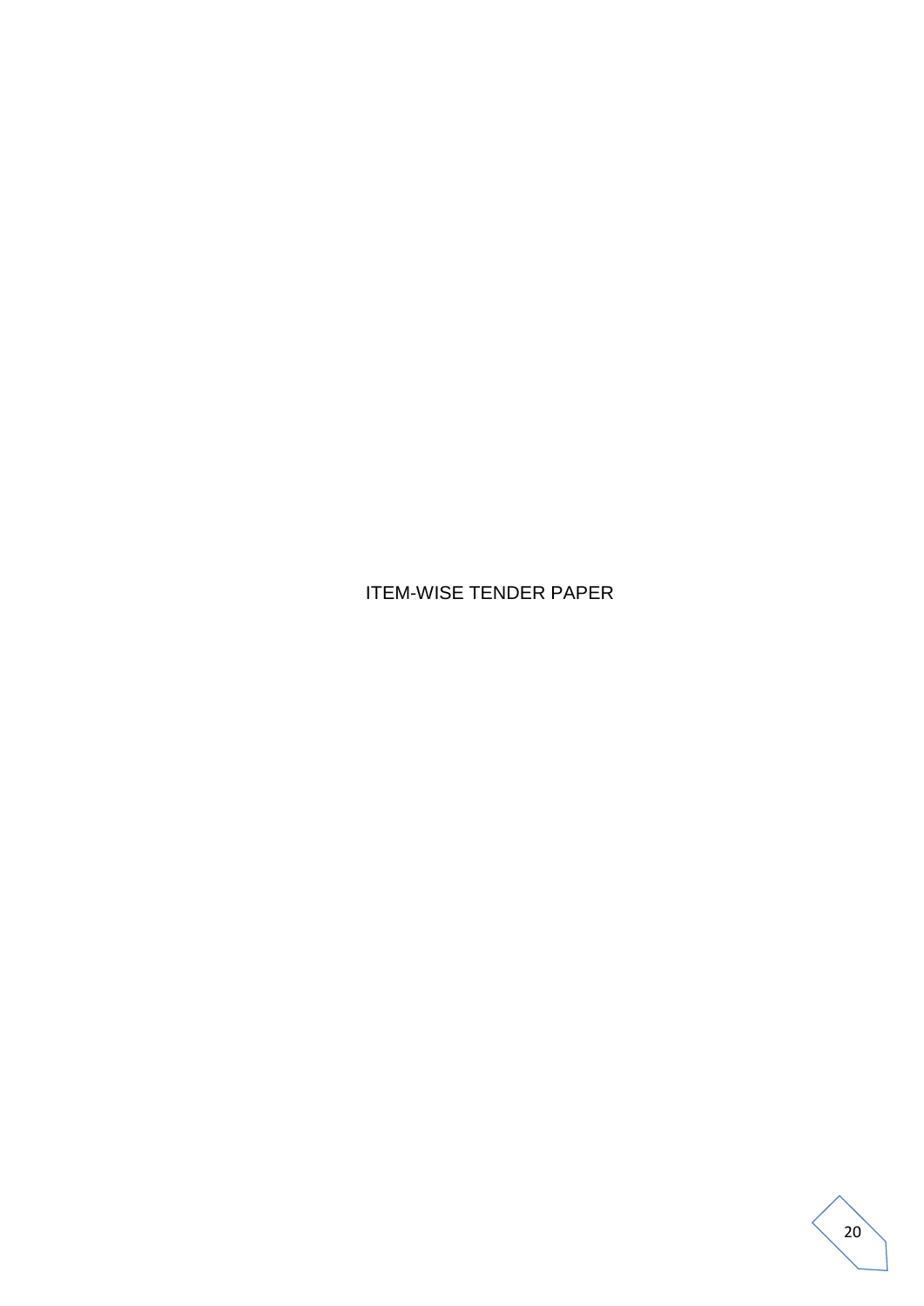# ITEM-WISE TENDER PAPER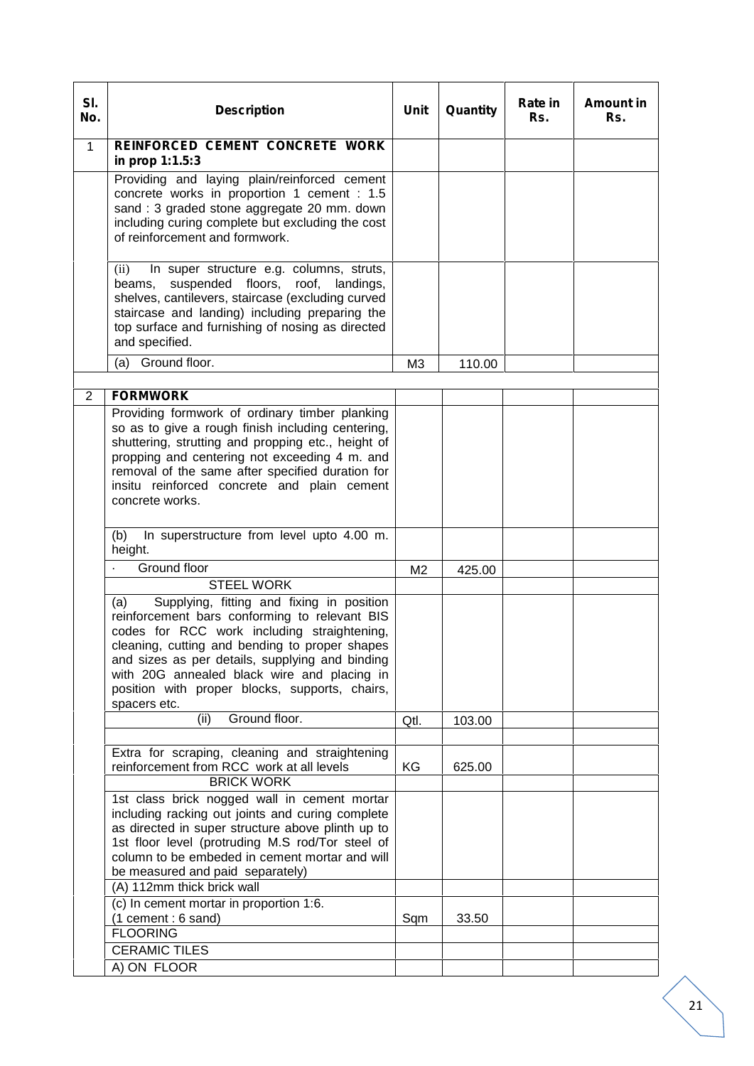| Sl. No. | Description | Unit | Quantity | Rate in Rs. | Amount in Rs. |
|---|---|---|---|---|---|
| 1 | **REINFORCED CEMENT CONCRETE WORK in prop 1:1.5:3** | | | | |
| | Providing and laying plain/reinforced cement concrete works in proportion 1 cement : 1.5 sand : 3 graded stone aggregate 20 mm. down including curing complete but excluding the cost of reinforcement and formwork. | | | | |
| | (ii) In super structure e.g. columns, struts, beams, suspended floors, roof, landings, shelves, cantilevers, staircase (excluding curved staircase and landing) including preparing the top surface and furnishing of nosing as directed and specified. | | | | |
| | (a) Ground floor. | M3 | 110.00 | | |
| | | | | | |
| 2 | **FORMWORK** | | | | |
| | Providing formwork of ordinary timber planking so as to give a rough finish including centering, shuttering, strutting and propping etc., height of propping and centering not exceeding 4 m. and removal of the same after specified duration for insitu reinforced concrete and plain cement concrete works. | | | | |
| | (b) In superstructure from level upto 4.00 m. height. | | | | |
| | · Ground floor | M2 | 425.00 | | |
| | STEEL WORK | | | | |
| | (a) Supplying, fitting and fixing in position reinforcement bars conforming to relevant BIS codes for RCC work including straightening, cleaning, cutting and bending to proper shapes and sizes as per details, supplying and binding with 20G annealed black wire and placing in position with proper blocks, supports, chairs, spacers etc. | | | | |
| | (ii) Ground floor. | Qtl. | 103.00 | | |
| | | | | | |
| | Extra for scraping, cleaning and straightening reinforcement from RCC work at all levels | KG | 625.00 | | |
| | BRICK WORK | | | | |
| | 1st class brick nogged wall in cement mortar including racking out joints and curing complete as directed in super structure above plinth up to 1st floor level (protruding M.S rod/Tor steel of column to be embeded in cement mortar and will be measured and paid separately) | | | | |
| | (A) 112mm thick brick wall | | | | |
| | (c) In cement mortar in proportion 1:6. (1 cement : 6 sand) | Sqm | 33.50 | | |
| | FLOORING | | | | |
| | CERAMIC TILES | | | | |
| | A) ON FLOOR | | | | |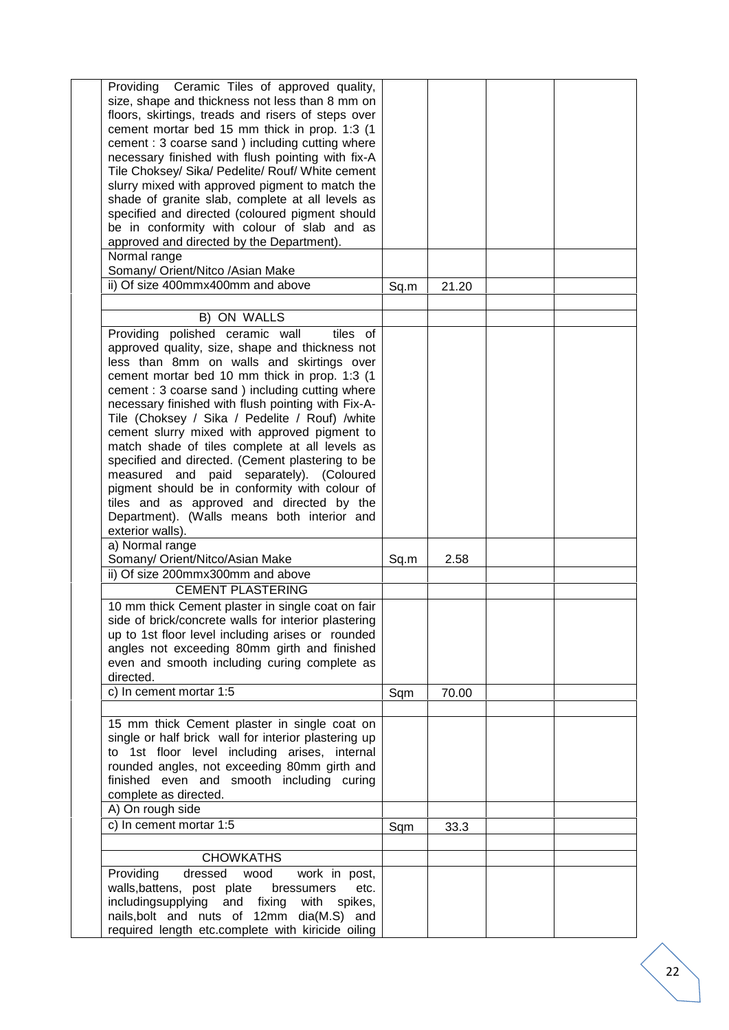| | | | | |
|---|---|---|---|---|
| | Providing Ceramic Tiles of approved quality, size, shape and thickness not less than 8 mm on floors, skirtings, treads and risers of steps over cement mortar bed 15 mm thick in prop. 1:3 (1 cement : 3 coarse sand ) including cutting where necessary finished with flush pointing with fix-A Tile Choksey/ Sika/ Pedelite/ Rouf/ White cement slurry mixed with approved pigment to match the shade of granite slab, complete at all levels as specified and directed (coloured pigment should be in conformity with colour of slab and as approved and directed by the Department). | | | |
| | Normal range<br>Somany/ Orient/Nitco /Asian Make | | | |
| | ii) Of size 400mmx400mm and above | Sq.m | 21.20 | |
| | | | | |
| | B) ON WALLS | | | |
| | Providing polished ceramic wall tiles of approved quality, size, shape and thickness not less than 8mm on walls and skirtings over cement mortar bed 10 mm thick in prop. 1:3 (1 cement : 3 coarse sand ) including cutting where necessary finished with flush pointing with Fix-A-Tile (Choksey / Sika / Pedelite / Rouf) /white cement slurry mixed with approved pigment to match shade of tiles complete at all levels as specified and directed. (Cement plastering to be measured and paid separately). (Coloured pigment should be in conformity with colour of tiles and as approved and directed by the Department). (Walls means both interior and exterior walls). | | | |
| | a) Normal range<br>Somany/ Orient/Nitco/Asian Make | Sq.m | 2.58 | |
| | ii) Of size 200mmx300mm and above | | | |
| | CEMENT PLASTERING | | | |
| | 10 mm thick Cement plaster in single coat on fair side of brick/concrete walls for interior plastering up to 1st floor level including arises or rounded angles not exceeding 80mm girth and finished even and smooth including curing complete as directed. | | | |
| | c) In cement mortar 1:5 | Sqm | 70.00 | |
| | | | | |
| | 15 mm thick Cement plaster in single coat on single or half brick wall for interior plastering up to 1st floor level including arises, internal rounded angles, not exceeding 80mm girth and finished even and smooth including curing complete as directed. | | | |
| | A) On rough side | | | |
| | c) In cement mortar 1:5 | Sqm | 33.3 | |
| | | | | |
| | CHOWKATHS | | | |
| | Providing dressed wood work in post, walls,battens, post plate bressumers etc. includingsupplying and fixing with spikes, nails,bolt and nuts of 12mm dia(M.S) and required length etc.complete with kiricide oiling | | | |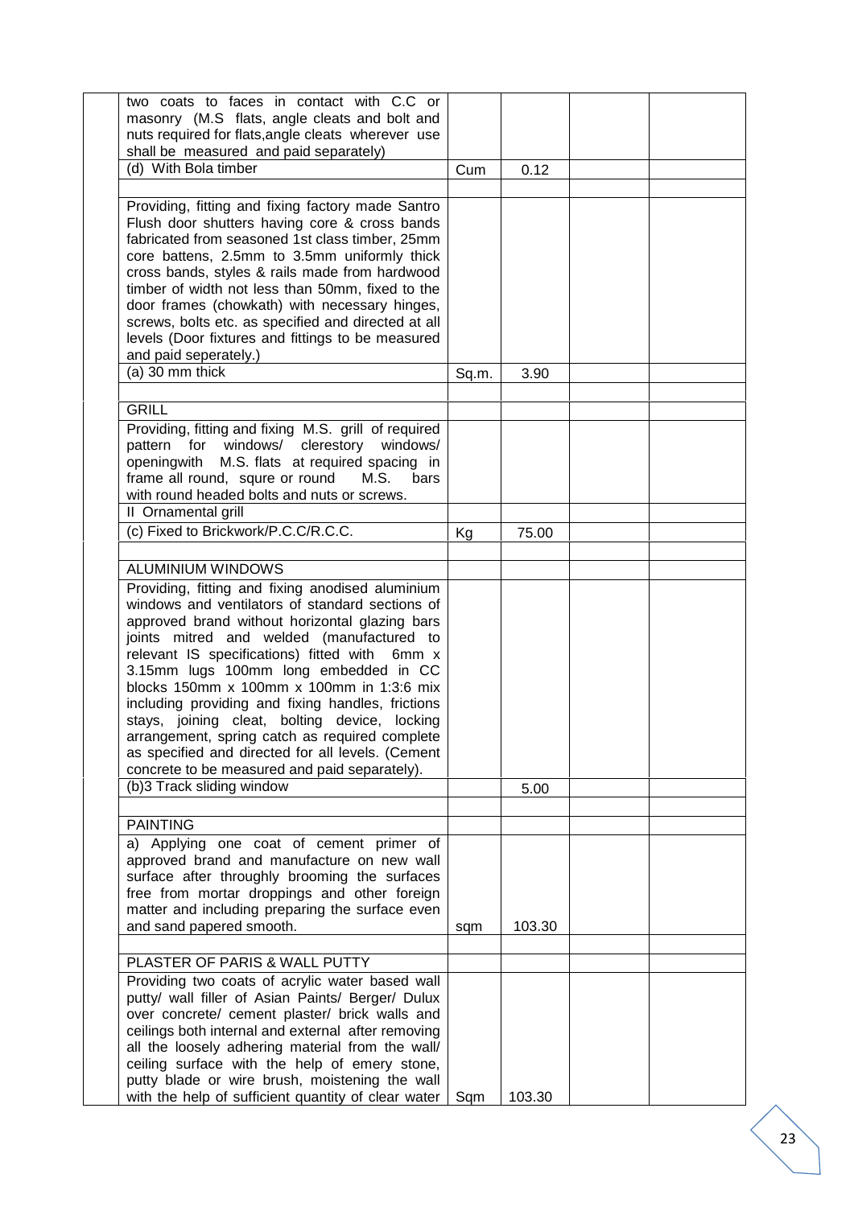| | | | | |
|---|---|---|---|---|
| | two coats to faces in contact with C.C or masonry (M.S flats, angle cleats and bolt and nuts required for flats,angle cleats wherever use shall be measured and paid separately) | | | |
| | (d) With Bola timber | Cum | 0.12 | |
| | | | | |
| | Providing, fitting and fixing factory made Santro Flush door shutters having core & cross bands fabricated from seasoned 1st class timber, 25mm core battens, 2.5mm to 3.5mm uniformly thick cross bands, styles & rails made from hardwood timber of width not less than 50mm, fixed to the door frames (chowkath) with necessary hinges, screws, bolts etc. as specified and directed at all levels (Door fixtures and fittings to be measured and paid seperately.) | | | |
| | (a) 30 mm thick | Sq.m. | 3.90 | |
| | | | | |
| | GRILL | | | |
| | Providing, fitting and fixing M.S. grill of required pattern for windows/ clerestory windows/ openingwith M.S. flats at required spacing in frame all round, squre or round M.S. bars with round headed bolts and nuts or screws. | | | |
| | II Ornamental grill | | | |
| | (c) Fixed to Brickwork/P.C.C/R.C.C. | Kg | 75.00 | |
| | | | | |
| | ALUMINIUM WINDOWS | | | |
| | Providing, fitting and fixing anodised aluminium windows and ventilators of standard sections of approved brand without horizontal glazing bars joints mitred and welded (manufactured to relevant IS specifications) fitted with 6mm x 3.15mm lugs 100mm long embedded in CC blocks 150mm x 100mm x 100mm in 1:3:6 mix including providing and fixing handles, frictions stays, joining cleat, bolting device, locking arrangement, spring catch as required complete as specified and directed for all levels. (Cement concrete to be measured and paid separately). | | | |
| | (b)3 Track sliding window | | 5.00 | |
| | | | | |
| | PAINTING | | | |
| | a) Applying one coat of cement primer of approved brand and manufacture on new wall surface after throughly brooming the surfaces free from mortar droppings and other foreign matter and including preparing the surface even and sand papered smooth. | sqm | 103.30 | |
| | | | | |
| | PLASTER OF PARIS & WALL PUTTY | | | |
| | Providing two coats of acrylic water based wall putty/ wall filler of Asian Paints/ Berger/ Dulux over concrete/ cement plaster/ brick walls and ceilings both internal and external after removing all the loosely adhering material from the wall/ ceiling surface with the help of emery stone, putty blade or wire brush, moistening the wall with the help of sufficient quantity of clear water | Sqm | 103.30 | |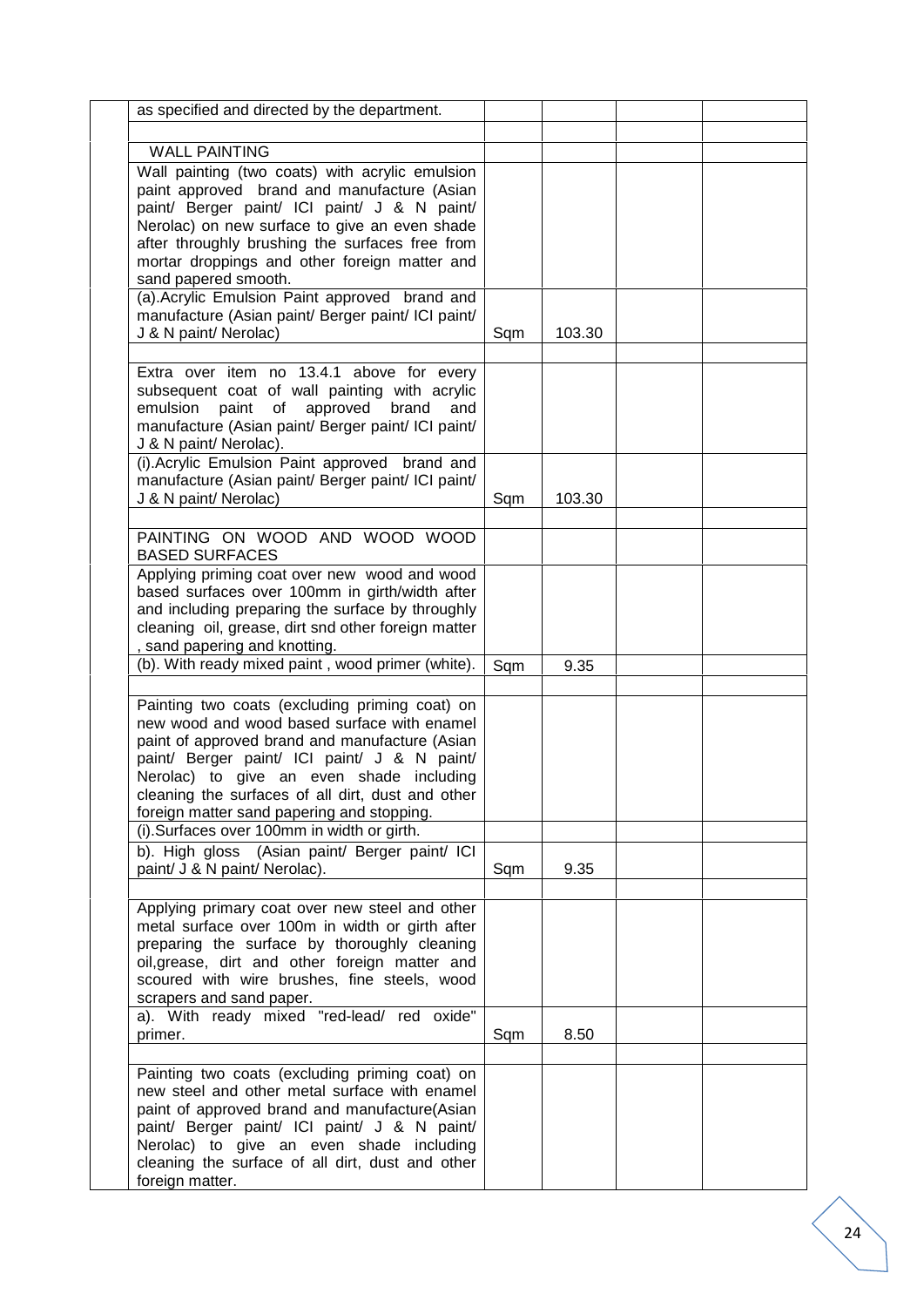| | | | | |
|---|---|---|---|---|
| | as specified and directed by the department. | | | |
| | | | | |
| | WALL PAINTING | | | |
| | Wall painting (two coats) with acrylic emulsion paint approved brand and manufacture (Asian paint/ Berger paint/ ICI paint/ J & N paint/ Nerolac) on new surface to give an even shade after throughly brushing the surfaces free from mortar droppings and other foreign matter and sand papered smooth. | | | |
| | (a).Acrylic Emulsion Paint approved brand and manufacture (Asian paint/ Berger paint/ ICI paint/ J & N paint/ Nerolac) | Sqm | 103.30 | |
| | | | | |
| | Extra over item no 13.4.1 above for every subsequent coat of wall painting with acrylic emulsion paint of approved brand and manufacture (Asian paint/ Berger paint/ ICI paint/ J & N paint/ Nerolac). | | | |
| | (i).Acrylic Emulsion Paint approved brand and manufacture (Asian paint/ Berger paint/ ICI paint/ J & N paint/ Nerolac) | Sqm | 103.30 | |
| | | | | |
| | PAINTING ON WOOD AND WOOD WOOD BASED SURFACES | | | |
| | Applying priming coat over new wood and wood based surfaces over 100mm in girth/width after and including preparing the surface by throughly cleaning oil, grease, dirt snd other foreign matter , sand papering and knotting. | | | |
| | (b). With ready mixed paint , wood primer (white). | Sqm | 9.35 | |
| | | | | |
| | Painting two coats (excluding priming coat) on new wood and wood based surface with enamel paint of approved brand and manufacture (Asian paint/ Berger paint/ ICI paint/ J & N paint/ Nerolac) to give an even shade including cleaning the surfaces of all dirt, dust and other foreign matter sand papering and stopping. | | | |
| | (i).Surfaces over 100mm in width or girth. | | | |
| | b). High gloss (Asian paint/ Berger paint/ ICI paint/ J & N paint/ Nerolac). | Sqm | 9.35 | |
| | | | | |
| | Applying primary coat over new steel and other metal surface over 100m in width or girth after preparing the surface by thoroughly cleaning oil,grease, dirt and other foreign matter and scoured with wire brushes, fine steels, wood scrapers and sand paper. | | | |
| | a). With ready mixed "red-lead/ red oxide" primer. | Sqm | 8.50 | |
| | | | | |
| | Painting two coats (excluding priming coat) on new steel and other metal surface with enamel paint of approved brand and manufacture(Asian paint/ Berger paint/ ICI paint/ J & N paint/ Nerolac) to give an even shade including cleaning the surface of all dirt, dust and other foreign matter. | | | |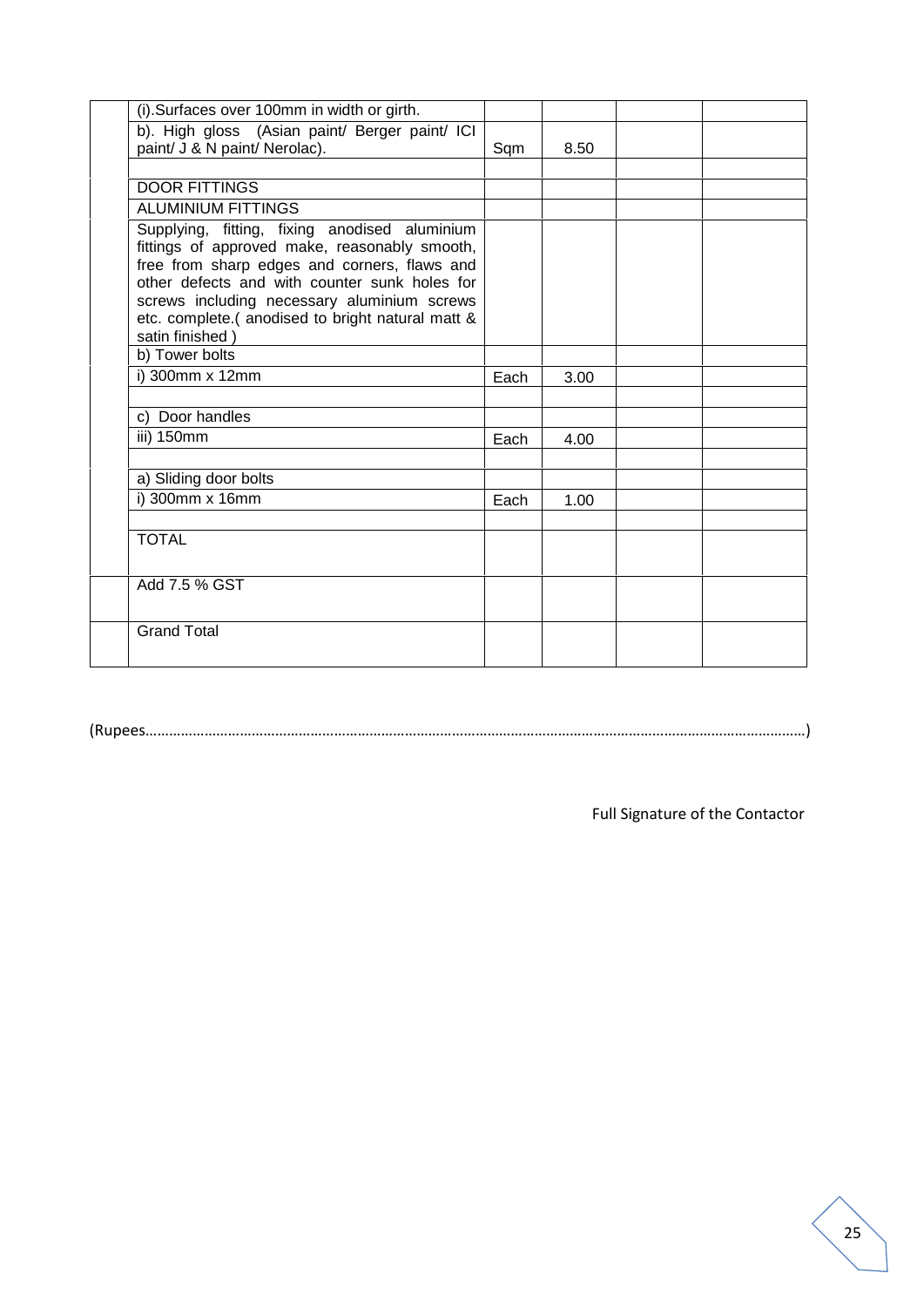| | | | | | |
|---|---|---|---|---|---|
| | (i).Surfaces over 100mm in width or girth. | | | | |
| | b). High gloss (Asian paint/ Berger paint/ ICI paint/ J & N paint/ Nerolac). | Sqm | 8.50 | | |
| | | | | | |
| | DOOR FITTINGS | | | | |
| | ALUMINIUM FITTINGS | | | | |
| | Supplying, fitting, fixing anodised aluminium fittings of approved make, reasonably smooth, free from sharp edges and corners, flaws and other defects and with counter sunk holes for screws including necessary aluminium screws etc. complete.( anodised to bright natural matt & satin finished ) | | | | |
| | b) Tower bolts | | | | |
| | i) 300mm x 12mm | Each | 3.00 | | |
| | | | | | |
| | c) Door handles | | | | |
| | iii) 150mm | Each | 4.00 | | |
| | | | | | |
| | a) Sliding door bolts | | | | |
| | i) 300mm x 16mm | Each | 1.00 | | |
| | | | | | |
| | TOTAL | | | | |
| | Add 7.5 % GST | | | | |
| | Grand Total | | | | |

(Rupees……………………………………………………………………………………………………………………………………………)

Full Signature of the Contactor